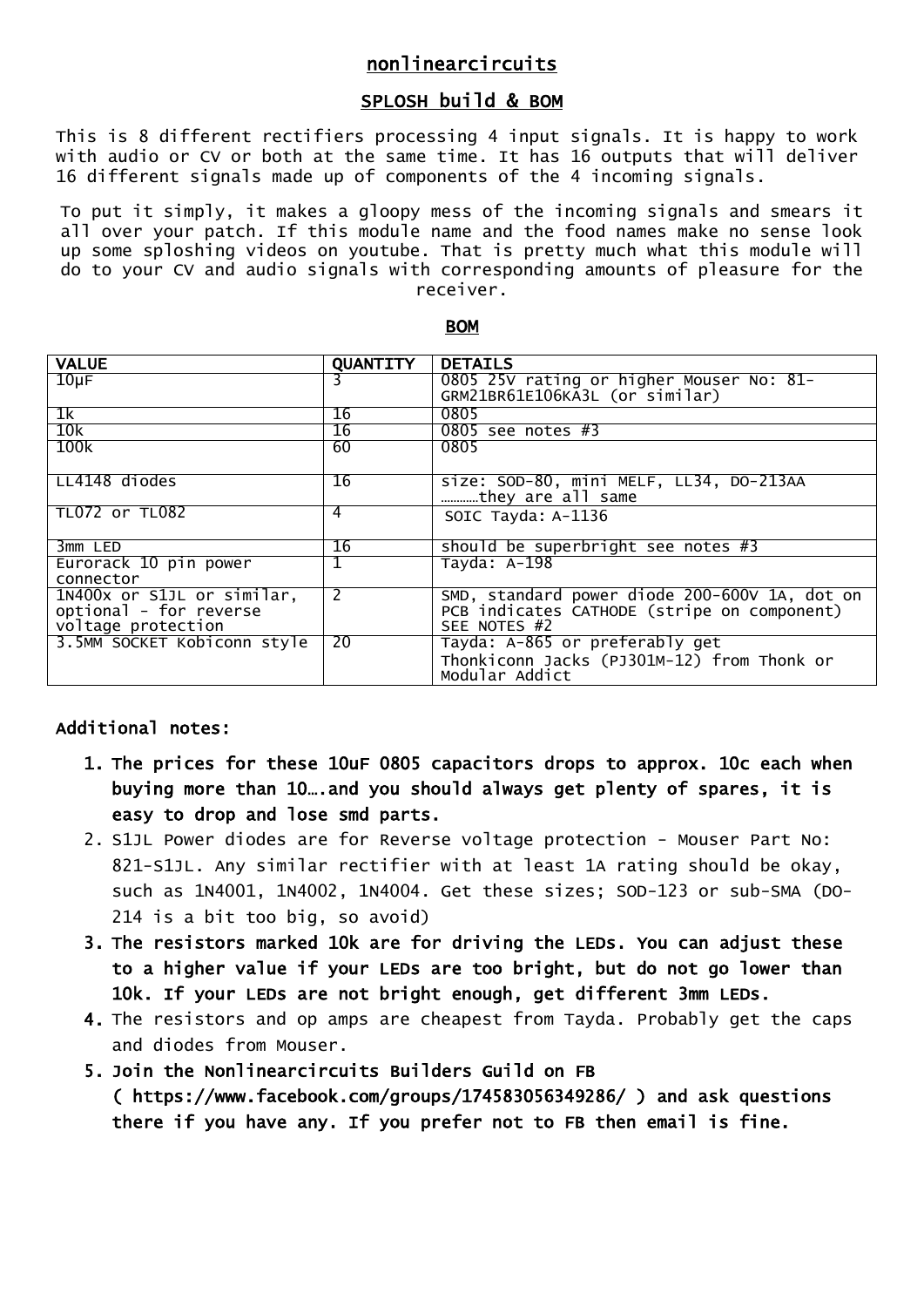# nonlinearcircuits

## SPLOSH build & BOM

This is 8 different rectifiers processing 4 input signals. It is happy to work with audio or CV or both at the same time. It has 16 outputs that will deliver 16 different signals made up of components of the 4 incoming signals.

To put it simply, it makes a gloopy mess of the incoming signals and smears it all over your patch. If this module name and the food names make no sense look up some sploshing videos on youtube. That is pretty much what this module will do to your CV and audio signals with corresponding amounts of pleasure for the receiver.

### BOM

| VALUE | QUANTITY | DETAILS |
| --- | --- | --- |
| 10µF | 3 | 0805 25V rating or higher Mouser No: 81-GRM21BR61E106KA3L (or similar) |
| 1k | 16 | 0805 |
| 10k | 16 | 0805 see notes #3 |
| 100k | 60 | 0805 |
| LL4148 diodes | 16 | size: SOD-80, mini MELF, LL34, DO-213AA ………they are all same |
| TL072 or TL082 | 4 | SOIC Tayda: A-1136 |
| 3mm LED | 16 | should be superbright see notes #3 |
| Eurorack 10 pin power connector | 1 | Tayda: A-198 |
| 1N400x or S1JL or similar, optional - for reverse voltage protection | 2 | SMD, standard power diode 200-600V 1A, dot on PCB indicates CATHODE (stripe on component) SEE NOTES #2 |
| 3.5MM SOCKET Kobiconn style | 20 | Tayda: A-865 or preferably get Thonkiconn Jacks (PJ301M-12) from Thonk or Modular Addict |

### Additional notes:

1. **The prices for these 10uF 0805 capacitors drops to approx. 10c each when buying more than 10….and you should always get plenty of spares, it is easy to drop and lose smd parts.**
2. S1JL Power diodes are for Reverse voltage protection - Mouser Part No: 821-S1JL. Any similar rectifier with at least 1A rating should be okay, such as 1N4001, 1N4002, 1N4004. Get these sizes; SOD-123 or sub-SMA (DO-214 is a bit too big, so avoid)
3. **The resistors marked 10k are for driving the LEDs. You can adjust these to a higher value if your LEDs are too bright, but do not go lower than 10k. If your LEDs are not bright enough, get different 3mm LEDs.**
4. The resistors and op amps are cheapest from Tayda. Probably get the caps and diodes from Mouser.
5. **Join the Nonlinearcircuits Builders Guild on FB ( https://www.facebook.com/groups/174583056349286/ ) and ask questions there if you have any. If you prefer not to FB then email is fine.**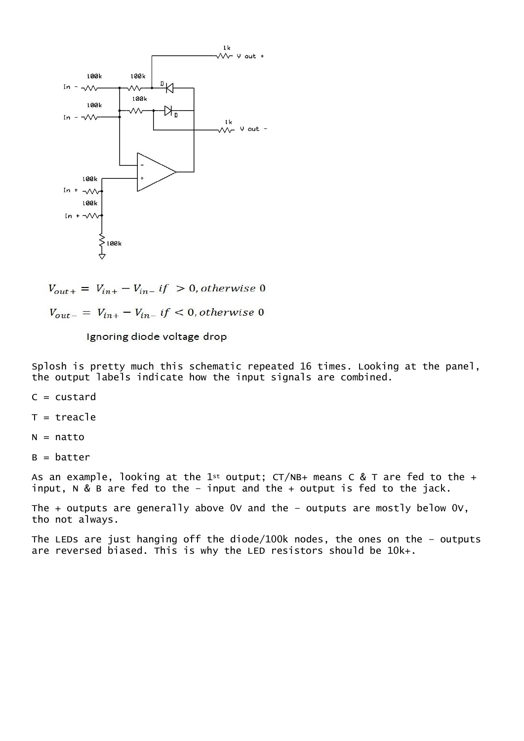$$V_{out+} = V_{in+} - V_{in-} \text{ if } > 0, \text{otherwise } 0$$

$$V_{out-} = V_{in+} - V_{in-} \text{ if } < 0, \text{otherwise } 0$$

Ignoring diode voltage drop

Splosh is pretty much this schematic repeated 16 times. Looking at the panel, the output labels indicate how the input signals are combined.

C = custard

T = treacle

N = natto

B = batter

As an example, looking at the 1st output; CT/NB+ means C & T are fed to the + input, N & B are fed to the - input and the + output is fed to the jack.

The + outputs are generally above 0V and the - outputs are mostly below 0V, tho not always.

The LEDs are just hanging off the diode/100k nodes, the ones on the - outputs are reversed biased. This is why the LED resistors should be 10k+.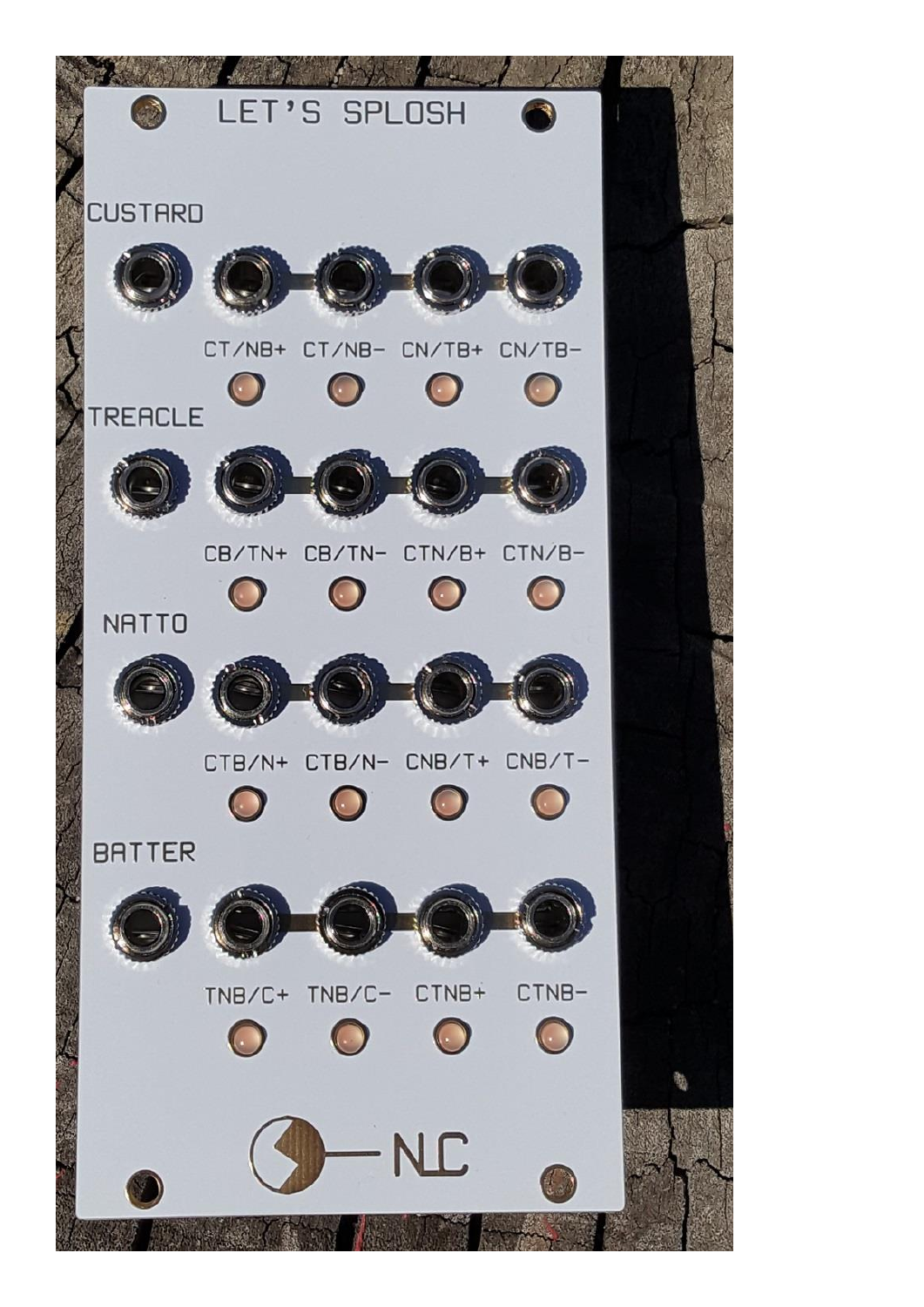LET'S SPLOSH

CUSTARD

CT/NB+ CT/NB- CN/TB+ CN/TB-

TREACLE

CB/TN+ CB/TN- CTN/B+ CTN/B-

NATTO

CTB/N+ CTB/N- CNB/T+ CNB/T-

BATTER

TNB/C+ TNB/C- CTNB+ CTNB-

NLC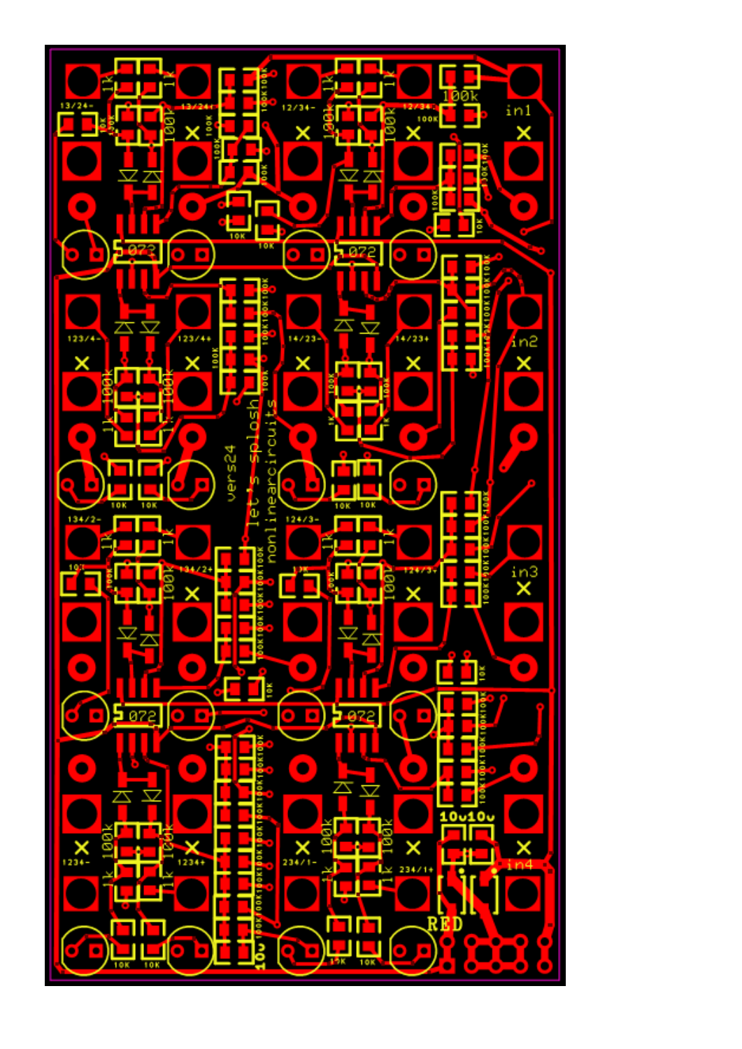let's splosh

nonlinearcircuits

vers24

in1

in2

in3

in4

13/24-

13/24+

12/34-

12/34+

123/4-

123/4+

14/23-

14/23+

134/2-

134/2+

124/3-

124/3+

1234-

1234+

234/1-

234/1+

072

RED

10u 10u